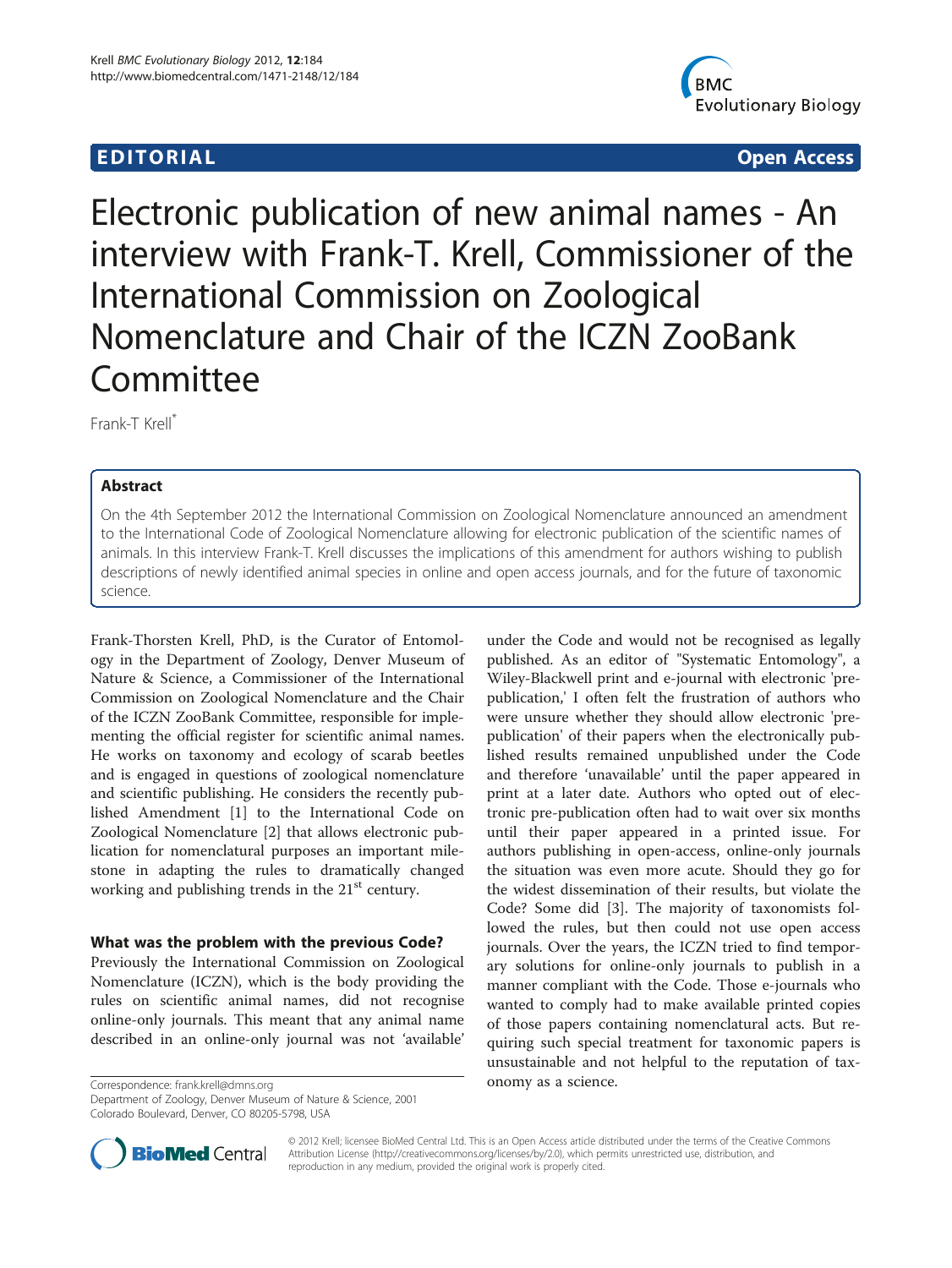EDITORIAL Open Access

# Electronic publication of new animal names - An interview with Frank-T. Krell, Commissioner of the International Commission on Zoological Nomenclature and Chair of the ICZN ZooBank Committee

Frank-T Krell*

## Abstract

On the 4th September 2012 the International Commission on Zoological Nomenclature announced an amendment to the International Code of Zoological Nomenclature allowing for electronic publication of the scientific names of animals. In this interview Frank-T. Krell discusses the implications of this amendment for authors wishing to publish descriptions of newly identified animal species in online and open access journals, and for the future of taxonomic science.

Frank-Thorsten Krell, PhD, is the Curator of Entomology in the Department of Zoology, Denver Museum of Nature & Science, a Commissioner of the International Commission on Zoological Nomenclature and the Chair of the ICZN ZooBank Committee, responsible for implementing the official register for scientific animal names. He works on taxonomy and ecology of scarab beetles and is engaged in questions of zoological nomenclature and scientific publishing. He considers the recently published Amendment [1] to the International Code on Zoological Nomenclature [2] that allows electronic publication for nomenclatural purposes an important milestone in adapting the rules to dramatically changed working and publishing trends in the 21st century.

### What was the problem with the previous Code?

Previously the International Commission on Zoological Nomenclature (ICZN), which is the body providing the rules on scientific animal names, did not recognise online-only journals. This meant that any animal name described in an online-only journal was not 'available' under the Code and would not be recognised as legally published. As an editor of "Systematic Entomology", a Wiley-Blackwell print and e-journal with electronic 'pre-publication,' I often felt the frustration of authors who were unsure whether they should allow electronic 'pre-publication' of their papers when the electronically published results remained unpublished under the Code and therefore 'unavailable' until the paper appeared in print at a later date. Authors who opted out of electronic pre-publication often had to wait over six months until their paper appeared in a printed issue. For authors publishing in open-access, online-only journals the situation was even more acute. Should they go for the widest dissemination of their results, but violate the Code? Some did [3]. The majority of taxonomists followed the rules, but then could not use open access journals. Over the years, the ICZN tried to find temporary solutions for online-only journals to publish in a manner compliant with the Code. Those e-journals who wanted to comply had to make available printed copies of those papers containing nomenclatural acts. But requiring such special treatment for taxonomic papers is unsustainable and not helpful to the reputation of taxonomy as a science.

Correspondence: frank.krell@dmns.org
Department of Zoology, Denver Museum of Nature & Science, 2001 Colorado Boulevard, Denver, CO 80205-5798, USA

© 2012 Krell; licensee BioMed Central Ltd. This is an Open Access article distributed under the terms of the Creative Commons Attribution License (http://creativecommons.org/licenses/by/2.0), which permits unrestricted use, distribution, and reproduction in any medium, provided the original work is properly cited.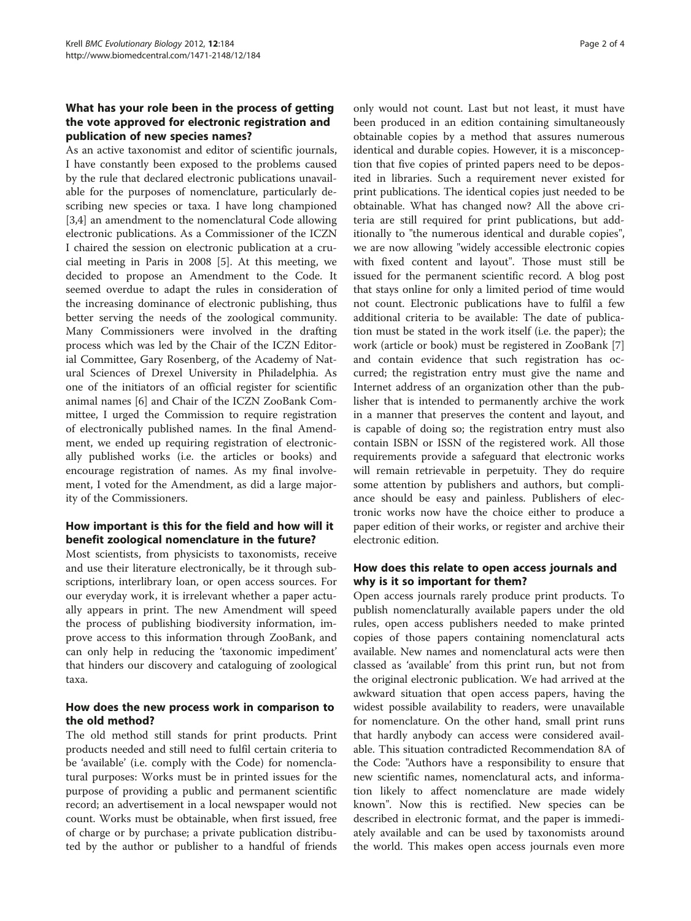## What has your role been in the process of getting the vote approved for electronic registration and publication of new species names?

As an active taxonomist and editor of scientific journals, I have constantly been exposed to the problems caused by the rule that declared electronic publications unavailable for the purposes of nomenclature, particularly describing new species or taxa. I have long championed [3,4] an amendment to the nomenclatural Code allowing electronic publications. As a Commissioner of the ICZN I chaired the session on electronic publication at a crucial meeting in Paris in 2008 [5]. At this meeting, we decided to propose an Amendment to the Code. It seemed overdue to adapt the rules in consideration of the increasing dominance of electronic publishing, thus better serving the needs of the zoological community. Many Commissioners were involved in the drafting process which was led by the Chair of the ICZN Editorial Committee, Gary Rosenberg, of the Academy of Natural Sciences of Drexel University in Philadelphia. As one of the initiators of an official register for scientific animal names [6] and Chair of the ICZN ZooBank Committee, I urged the Commission to require registration of electronically published names. In the final Amendment, we ended up requiring registration of electronically published works (i.e. the articles or books) and encourage registration of names. As my final involvement, I voted for the Amendment, as did a large majority of the Commissioners.

## How important is this for the field and how will it benefit zoological nomenclature in the future?

Most scientists, from physicists to taxonomists, receive and use their literature electronically, be it through subscriptions, interlibrary loan, or open access sources. For our everyday work, it is irrelevant whether a paper actually appears in print. The new Amendment will speed the process of publishing biodiversity information, improve access to this information through ZooBank, and can only help in reducing the 'taxonomic impediment' that hinders our discovery and cataloguing of zoological taxa.

## How does the new process work in comparison to the old method?

The old method still stands for print products. Print products needed and still need to fulfil certain criteria to be 'available' (i.e. comply with the Code) for nomenclatural purposes: Works must be in printed issues for the purpose of providing a public and permanent scientific record; an advertisement in a local newspaper would not count. Works must be obtainable, when first issued, free of charge or by purchase; a private publication distributed by the author or publisher to a handful of friends only would not count. Last but not least, it must have been produced in an edition containing simultaneously obtainable copies by a method that assures numerous identical and durable copies. However, it is a misconception that five copies of printed papers need to be deposited in libraries. Such a requirement never existed for print publications. The identical copies just needed to be obtainable. What has changed now? All the above criteria are still required for print publications, but additionally to "the numerous identical and durable copies", we are now allowing "widely accessible electronic copies with fixed content and layout". Those must still be issued for the permanent scientific record. A blog post that stays online for only a limited period of time would not count. Electronic publications have to fulfil a few additional criteria to be available: The date of publication must be stated in the work itself (i.e. the paper); the work (article or book) must be registered in ZooBank [7] and contain evidence that such registration has occurred; the registration entry must give the name and Internet address of an organization other than the publisher that is intended to permanently archive the work in a manner that preserves the content and layout, and is capable of doing so; the registration entry must also contain ISBN or ISSN of the registered work. All those requirements provide a safeguard that electronic works will remain retrievable in perpetuity. They do require some attention by publishers and authors, but compliance should be easy and painless. Publishers of electronic works now have the choice either to produce a paper edition of their works, or register and archive their electronic edition.

## How does this relate to open access journals and why is it so important for them?

Open access journals rarely produce print products. To publish nomenclaturally available papers under the old rules, open access publishers needed to make printed copies of those papers containing nomenclatural acts available. New names and nomenclatural acts were then classed as 'available' from this print run, but not from the original electronic publication. We had arrived at the awkward situation that open access papers, having the widest possible availability to readers, were unavailable for nomenclature. On the other hand, small print runs that hardly anybody can access were considered available. This situation contradicted Recommendation 8A of the Code: "Authors have a responsibility to ensure that new scientific names, nomenclatural acts, and information likely to affect nomenclature are made widely known". Now this is rectified. New species can be described in electronic format, and the paper is immediately available and can be used by taxonomists around the world. This makes open access journals even more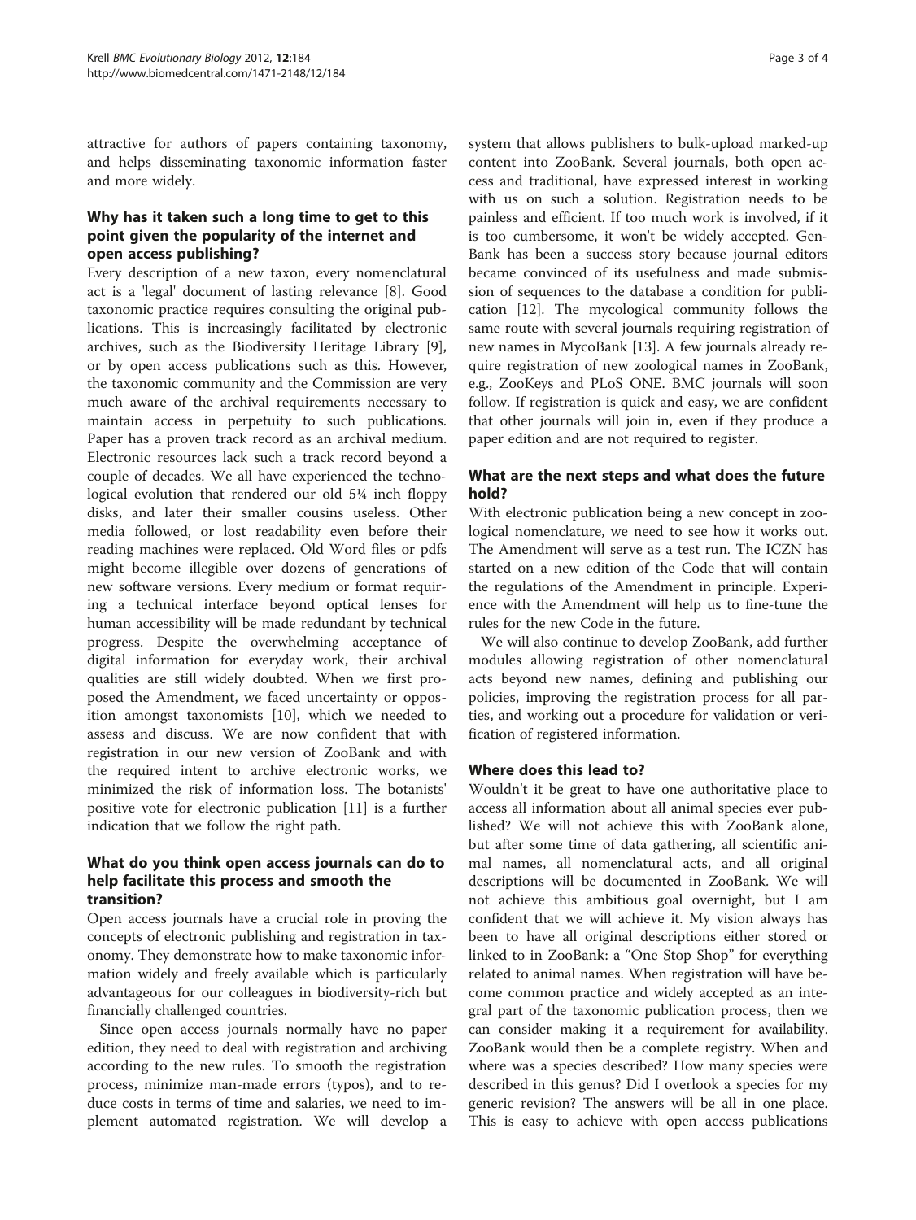attractive for authors of papers containing taxonomy, and helps disseminating taxonomic information faster and more widely.

## Why has it taken such a long time to get to this point given the popularity of the internet and open access publishing?

Every description of a new taxon, every nomenclatural act is a 'legal' document of lasting relevance [8]. Good taxonomic practice requires consulting the original publications. This is increasingly facilitated by electronic archives, such as the Biodiversity Heritage Library [9], or by open access publications such as this. However, the taxonomic community and the Commission are very much aware of the archival requirements necessary to maintain access in perpetuity to such publications. Paper has a proven track record as an archival medium. Electronic resources lack such a track record beyond a couple of decades. We all have experienced the technological evolution that rendered our old 5¼ inch floppy disks, and later their smaller cousins useless. Other media followed, or lost readability even before their reading machines were replaced. Old Word files or pdfs might become illegible over dozens of generations of new software versions. Every medium or format requiring a technical interface beyond optical lenses for human accessibility will be made redundant by technical progress. Despite the overwhelming acceptance of digital information for everyday work, their archival qualities are still widely doubted. When we first proposed the Amendment, we faced uncertainty or opposition amongst taxonomists [10], which we needed to assess and discuss. We are now confident that with registration in our new version of ZooBank and with the required intent to archive electronic works, we minimized the risk of information loss. The botanists' positive vote for electronic publication [11] is a further indication that we follow the right path.

## What do you think open access journals can do to help facilitate this process and smooth the transition?

Open access journals have a crucial role in proving the concepts of electronic publishing and registration in taxonomy. They demonstrate how to make taxonomic information widely and freely available which is particularly advantageous for our colleagues in biodiversity-rich but financially challenged countries.

Since open access journals normally have no paper edition, they need to deal with registration and archiving according to the new rules. To smooth the registration process, minimize man-made errors (typos), and to reduce costs in terms of time and salaries, we need to implement automated registration. We will develop a system that allows publishers to bulk-upload marked-up content into ZooBank. Several journals, both open access and traditional, have expressed interest in working with us on such a solution. Registration needs to be painless and efficient. If too much work is involved, if it is too cumbersome, it won't be widely accepted. GenBank has been a success story because journal editors became convinced of its usefulness and made submission of sequences to the database a condition for publication [12]. The mycological community follows the same route with several journals requiring registration of new names in MycoBank [13]. A few journals already require registration of new zoological names in ZooBank, e.g., ZooKeys and PLoS ONE. BMC journals will soon follow. If registration is quick and easy, we are confident that other journals will join in, even if they produce a paper edition and are not required to register.

## What are the next steps and what does the future hold?

With electronic publication being a new concept in zoological nomenclature, we need to see how it works out. The Amendment will serve as a test run. The ICZN has started on a new edition of the Code that will contain the regulations of the Amendment in principle. Experience with the Amendment will help us to fine-tune the rules for the new Code in the future.

We will also continue to develop ZooBank, add further modules allowing registration of other nomenclatural acts beyond new names, defining and publishing our policies, improving the registration process for all parties, and working out a procedure for validation or verification of registered information.

## Where does this lead to?

Wouldn't it be great to have one authoritative place to access all information about all animal species ever published? We will not achieve this with ZooBank alone, but after some time of data gathering, all scientific animal names, all nomenclatural acts, and all original descriptions will be documented in ZooBank. We will not achieve this ambitious goal overnight, but I am confident that we will achieve it. My vision always has been to have all original descriptions either stored or linked to in ZooBank: a "One Stop Shop" for everything related to animal names. When registration will have become common practice and widely accepted as an integral part of the taxonomic publication process, then we can consider making it a requirement for availability. ZooBank would then be a complete registry. When and where was a species described? How many species were described in this genus? Did I overlook a species for my generic revision? The answers will be all in one place. This is easy to achieve with open access publications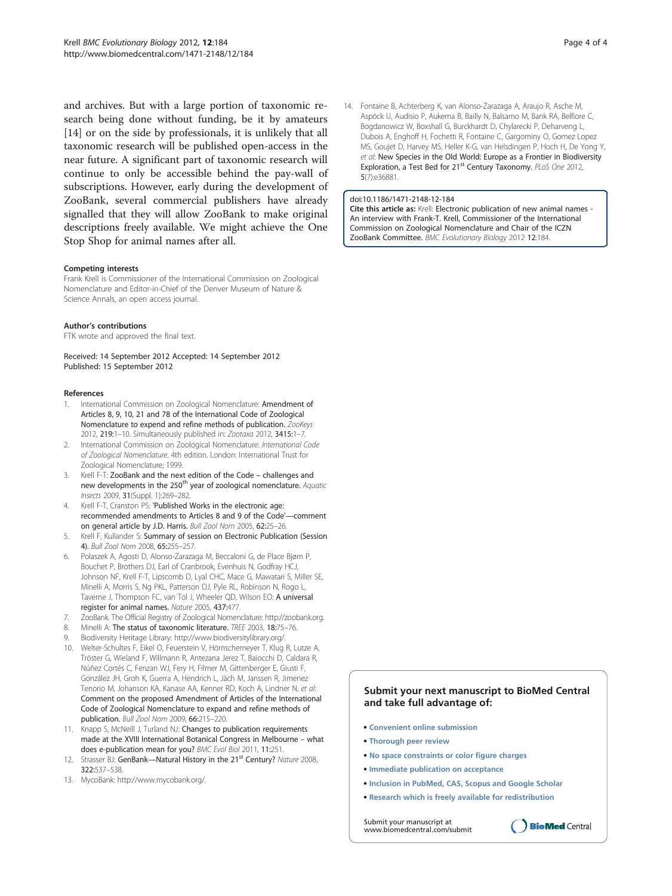and archives. But with a large portion of taxonomic research being done without funding, be it by amateurs [14] or on the side by professionals, it is unlikely that all taxonomic research will be published open-access in the near future. A significant part of taxonomic research will continue to only be accessible behind the pay-wall of subscriptions. However, early during the development of ZooBank, several commercial publishers have already signalled that they will allow ZooBank to make original descriptions freely available. We might achieve the One Stop Shop for animal names after all.

#### Competing interests

Frank Krell is Commissioner of the International Commission on Zoological Nomenclature and Editor-in-Chief of the Denver Museum of Nature & Science Annals, an open access journal.

#### Author's contributions

FTK wrote and approved the final text.

Received: 14 September 2012 Accepted: 14 September 2012
Published: 15 September 2012

#### References

1. International Commission on Zoological Nomenclature: **Amendment of Articles 8, 9, 10, 21 and 78 of the International Code of Zoological Nomenclature to expand and refine methods of publication.** *ZooKeys* 2012, **219**:1–10. Simultaneously published in: *Zootaxa* 2012, **3415**:1–7.
2. International Commission on Zoological Nomenclature: *International Code of Zoological Nomenclature*. 4th edition. London: International Trust for Zoological Nomenclature; 1999.
3. Krell F-T: **ZooBank and the next edition of the Code – challenges and new developments in the 250th year of zoological nomenclature.** *Aquatic Insects* 2009, **31**(Suppl. 1):269–282.
4. Krell F-T, Cranston PS: **'Published Works in the electronic age: recommended amendments to Articles 8 and 9 of the Code'—comment on general article by J.D. Harris.** *Bull Zool Nom* 2005, **62**:25–26.
5. Krell F, Kullander S: **Summary of session on Electronic Publication (Session 4).** *Bull Zool Nom* 2008, **65**:255–257.
6. Polaszek A, Agosti D, Alonso-Zarazaga M, Beccaloni G, de Place Bjørn P, Bouchet P, Brothers DJ, Earl of Cranbrook, Evenhuis N, Godfray HCJ, Johnson NF, Krell F-T, Lipscomb D, Lyal CHC, Mace G, Mawatari S, Miller SE, Minelli A, Morris S, Ng PKL, Patterson DJ, Pyle RL, Robinson N, Rogo L, Taverne J, Thompson FC, van Tol J, Wheeler QD, Wilson EO: **A universal register for animal names.** *Nature* 2005, **437**:477.
7. ZooBank. The Official Registry of Zoological Nomenclature: http://zoobank.org.
8. Minelli A: **The status of taxonomic literature.** *TREE* 2003, **18**:75–76.
9. Biodiversity Heritage Library: http://www.biodiversitylibrary.org/.
10. Welter-Schultes F, Eikel O, Feuerstein V, Hörnschemeyer T, Klug R, Lutze A, Tröster G, Wieland F, Willmann R, Antezana Jerez T, Baiocchi D, Caldara R, Núñez Cortés C, Fenzan WJ, Fery H, Filmer M, Gittenberger E, Giusti F, González JH, Groh K, Guerra A, Hendrich L, Jäch M, Janssen R, Jimenez Tenorio M, Johanson KA, Kanase AA, Kenner RD, Koch A, Lindner N, *et al*: **Comment on the proposed Amendment of Articles of the International Code of Zoological Nomenclature to expand and refine methods of publication.** *Bull Zool Nom* 2009, **66**:215–220.
11. Knapp S, McNeill J, Turland NJ: **Changes to publication requirements made at the XVIII International Botanical Congress in Melbourne – what does e-publication mean for you?** *BMC Evol Biol* 2011, **11**:251.
12. Strasser BJ: **GenBank—Natural History in the 21st Century?** *Nature* 2008, **322**:537–538.
13. MycoBank: http://www.mycobank.org/.
14. Fontaine B, Achterberg K, van Alonso-Zarazaga A, Araujo R, Asche M, Aspöck U, Audisio P, Aukema B, Bailly N, Balsamo M, Bank RA, Belfiore C, Bogdanowicz W, Boxshall G, Burckhardt D, Chylarecki P, Deharveng L, Dubois A, Enghoff H, Fochetti R, Fontaine C, Gargominy O, Gomez Lopez MS, Goujet D, Harvey MS, Heller K-G, van Helsdingen P, Hoch H, De Yong Y, *et al*: **New Species in the Old World: Europe as a Frontier in Biodiversity Exploration, a Test Bed for 21st Century Taxonomy.** *PLoS One* 2012, **5**(7):e36881.

doi:10.1186/1471-2148-12-184
**Cite this article as:** Krell: Electronic publication of new animal names - An interview with Frank-T. Krell, Commissioner of the International Commission on Zoological Nomenclature and Chair of the ICZN ZooBank Committee. *BMC Evolutionary Biology* 2012 **12**:184.

**Submit your next manuscript to BioMed Central and take full advantage of:**

- Convenient online submission
- Thorough peer review
- No space constraints or color figure charges
- Immediate publication on acceptance
- Inclusion in PubMed, CAS, Scopus and Google Scholar
- Research which is freely available for redistribution

Submit your manuscript at www.biomedcentral.com/submit